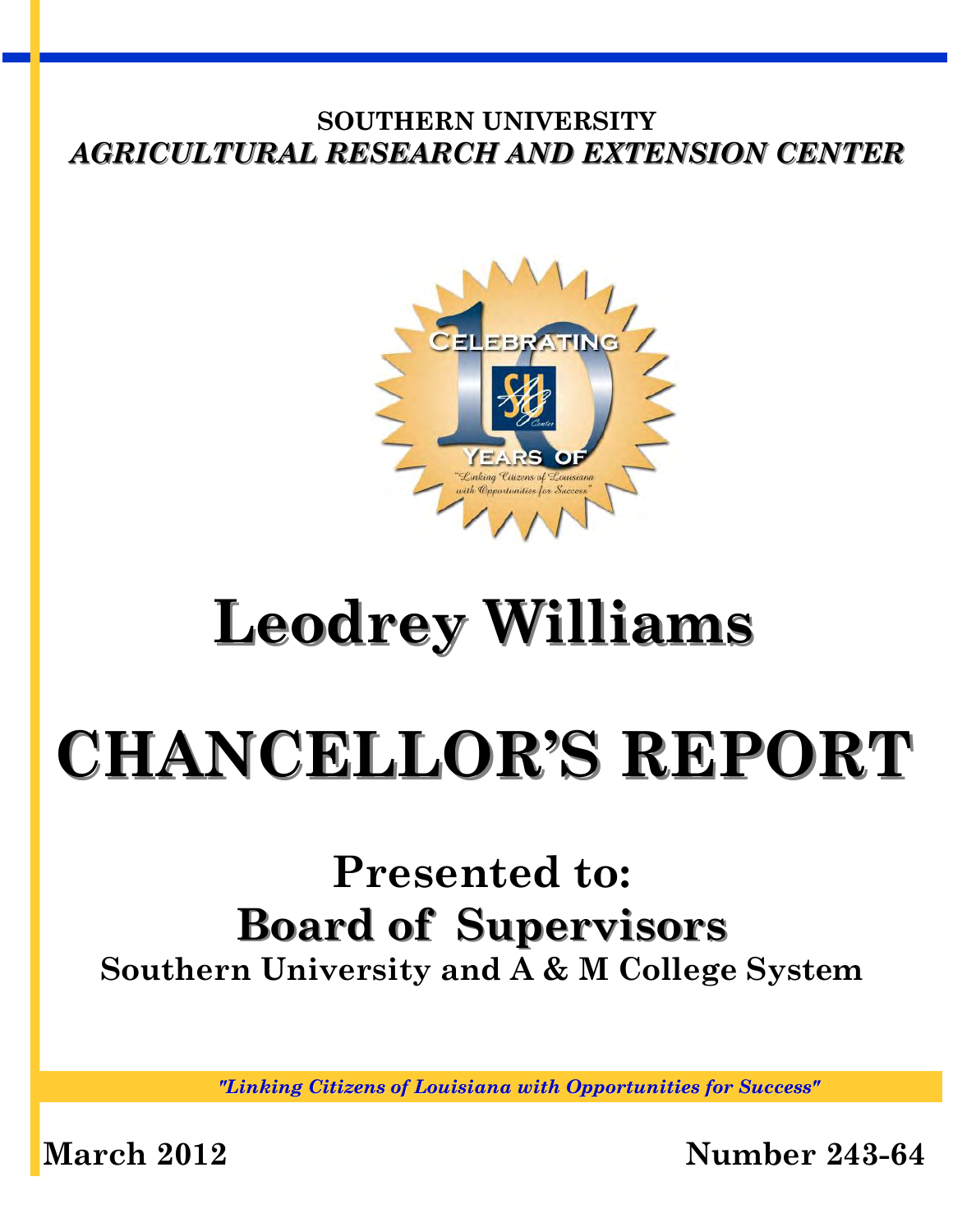**SOUTHERN UNIVERSITY**
***AGRICULTURAL RESEARCH AND EXTENSION CENTER***

# Leodrey Williams

# CHANCELLOR'S REPORT

## Presented to:
## Board of Supervisors
**Southern University and A & M College System**

*"Linking Citizens of Louisiana with Opportunities for Success"*

**March 2012** **Number 243-64**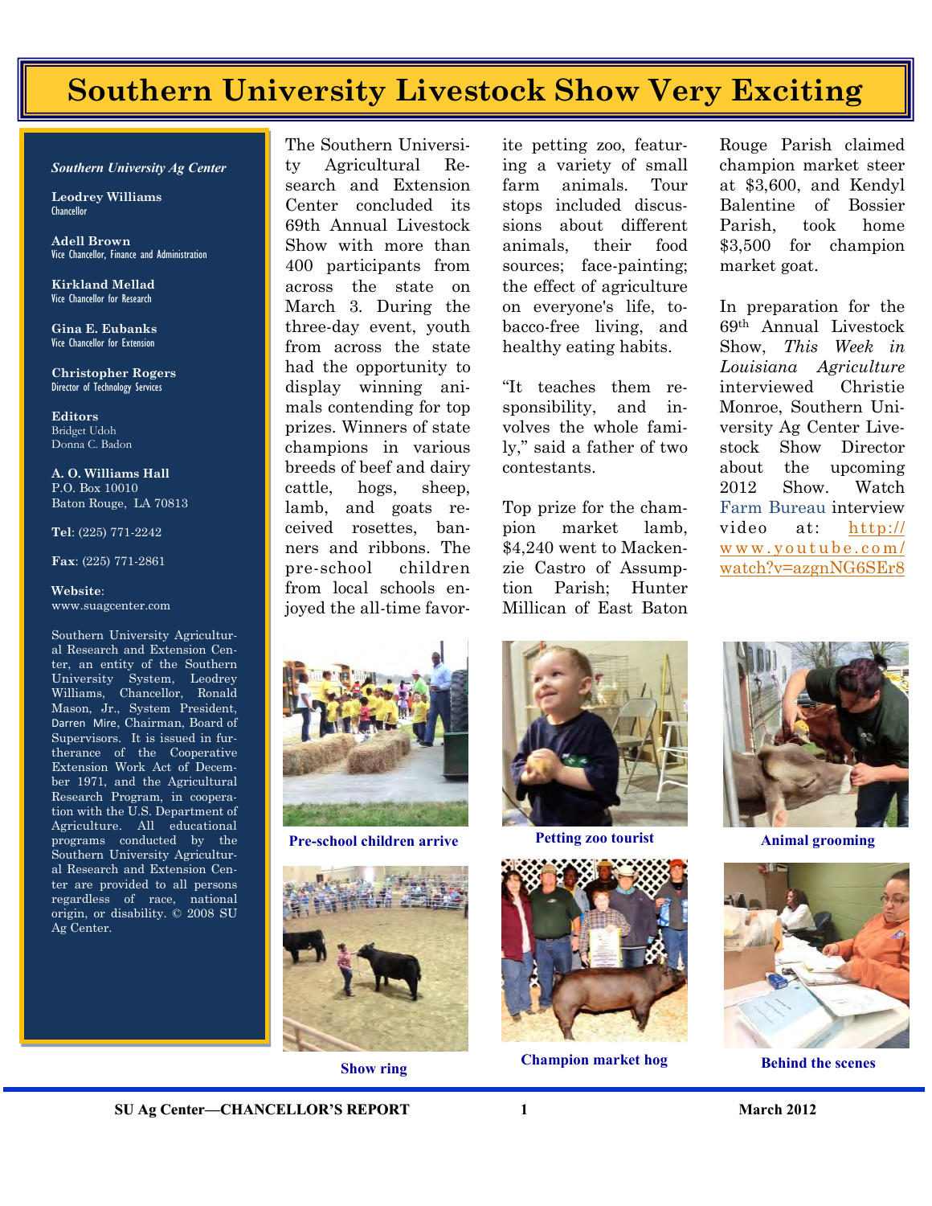# Southern University Livestock Show Very Exciting

***Southern University Ag Center***

**Leodrey Williams**
Chancellor

**Adell Brown**
Vice Chancellor, Finance and Administration

**Kirkland Mellad**
Vice Chancellor for Research

**Gina E. Eubanks**
Vice Chancellor for Extension

**Christopher Rogers**
Director of Technology Services

**Editors**
Bridget Udoh
Donna C. Badon

**A. O. Williams Hall**
P.O. Box 10010
Baton Rouge, LA 70813

**Tel**: (225) 771-2242

**Fax**: (225) 771-2861

**Website**:
www.suagcenter.com

Southern University Agricultural Research and Extension Center, an entity of the Southern University System, Leodrey Williams, Chancellor, Ronald Mason, Jr., System President, Darren Mire, Chairman, Board of Supervisors. It is issued in furtherance of the Cooperative Extension Work Act of December 1971, and the Agricultural Research Program, in cooperation with the U.S. Department of Agriculture. All educational programs conducted by the Southern University Agricultural Research and Extension Center are provided to all persons regardless of race, national origin, or disability. © 2008 SU Ag Center.

The Southern University Agricultural Research and Extension Center concluded its 69th Annual Livestock Show with more than 400 participants from across the state on March 3. During the three-day event, youth from across the state had the opportunity to display winning animals contending for top prizes. Winners of state champions in various breeds of beef and dairy cattle, hogs, sheep, lamb, and goats received rosettes, banners and ribbons. The pre-school children from local schools enjoyed the all-time favorite petting zoo, featuring a variety of small farm animals. Tour stops included discussions about different animals, their food sources; face-painting; the effect of agriculture on everyone's life, tobacco-free living, and healthy eating habits.

"It teaches them responsibility, and involves the whole family," said a father of two contestants.

Top prize for the champion market lamb, $4,240 went to Mackenzie Castro of Assumption Parish; Hunter Millican of East Baton Rouge Parish claimed champion market steer at $3,600, and Kendyl Balentine of Bossier Parish, took home $3,500 for champion market goat.

In preparation for the 69th Annual Livestock Show, *This Week in Louisiana Agriculture* interviewed Christie Monroe, Southern University Ag Center Livestock Show Director about the upcoming 2012 Show. Watch Farm Bureau interview video at: http://www.youtube.com/watch?v=azgnNG6SEr8

**Pre-school children arrive**

**Petting zoo tourist**

**Animal grooming**

**Show ring**

**Champion market hog**

**Behind the scenes**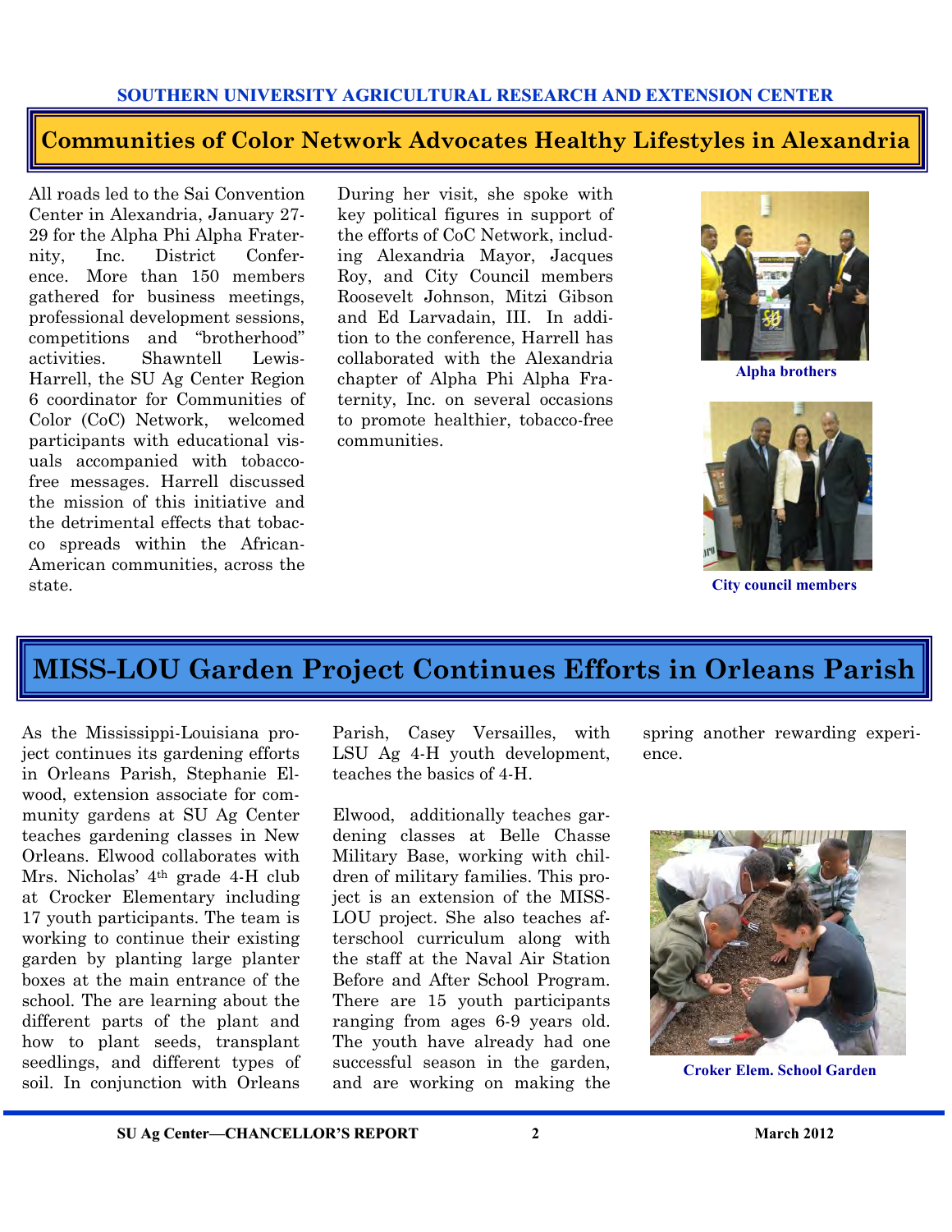## Communities of Color Network Advocates Healthy Lifestyles in Alexandria

All roads led to the Sai Convention Center in Alexandria, January 27-29 for the Alpha Phi Alpha Fraternity, Inc. District Conference. More than 150 members gathered for business meetings, professional development sessions, competitions and "brotherhood" activities. Shawntell Lewis-Harrell, the SU Ag Center Region 6 coordinator for Communities of Color (CoC) Network, welcomed participants with educational visuals accompanied with tobacco-free messages. Harrell discussed the mission of this initiative and the detrimental effects that tobacco spreads within the African-American communities, across the state.

During her visit, she spoke with key political figures in support of the efforts of CoC Network, including Alexandria Mayor, Jacques Roy, and City Council members Roosevelt Johnson, Mitzi Gibson and Ed Larvadain, III. In addition to the conference, Harrell has collaborated with the Alexandria chapter of Alpha Phi Alpha Fraternity, Inc. on several occasions to promote healthier, tobacco-free communities.

Alpha brothers

City council members

## MISS-LOU Garden Project Continues Efforts in Orleans Parish

As the Mississippi-Louisiana project continues its gardening efforts in Orleans Parish, Stephanie Elwood, extension associate for community gardens at SU Ag Center teaches gardening classes in New Orleans. Elwood collaborates with Mrs. Nicholas' 4th grade 4-H club at Crocker Elementary including 17 youth participants. The team is working to continue their existing garden by planting large planter boxes at the main entrance of the school. The are learning about the different parts of the plant and how to plant seeds, transplant seedlings, and different types of soil. In conjunction with Orleans Parish, Casey Versailles, with LSU Ag 4-H youth development, teaches the basics of 4-H.

Elwood, additionally teaches gardening classes at Belle Chasse Military Base, working with children of military families. This project is an extension of the MISS-LOU project. She also teaches afterschool curriculum along with the staff at the Naval Air Station Before and After School Program. There are 15 youth participants ranging from ages 6-9 years old. The youth have already had one successful season in the garden, and are working on making the spring another rewarding experience.

Croker Elem. School Garden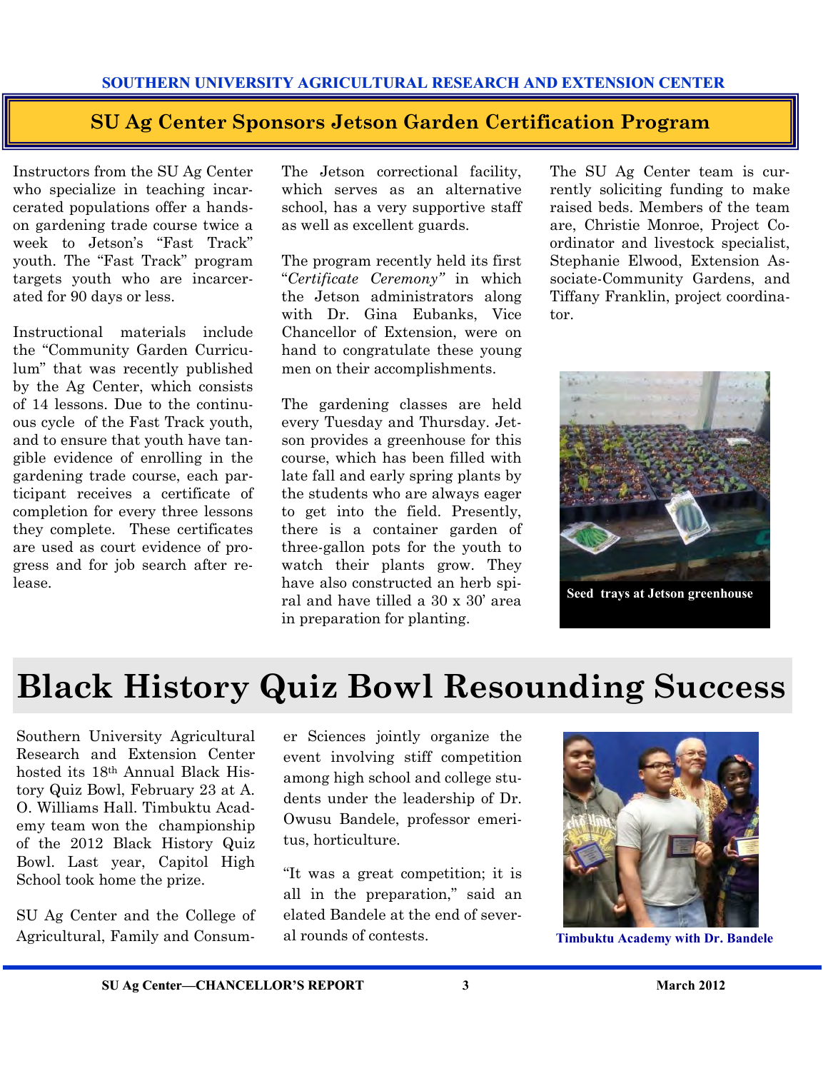SOUTHERN UNIVERSITY AGRICULTURAL RESEARCH AND EXTENSION CENTER

## SU Ag Center Sponsors Jetson Garden Certification Program

Instructors from the SU Ag Center who specialize in teaching incarcerated populations offer a hands-on gardening trade course twice a week to Jetson's "Fast Track" youth. The "Fast Track" program targets youth who are incarcerated for 90 days or less.

Instructional materials include the "Community Garden Curriculum" that was recently published by the Ag Center, which consists of 14 lessons. Due to the continuous cycle of the Fast Track youth, and to ensure that youth have tangible evidence of enrolling in the gardening trade course, each participant receives a certificate of completion for every three lessons they complete. These certificates are used as court evidence of progress and for job search after release.

The Jetson correctional facility, which serves as an alternative school, has a very supportive staff as well as excellent guards.

The program recently held its first "*Certificate Ceremony"* in which the Jetson administrators along with Dr. Gina Eubanks, Vice Chancellor of Extension, were on hand to congratulate these young men on their accomplishments.

The gardening classes are held every Tuesday and Thursday. Jetson provides a greenhouse for this course, which has been filled with late fall and early spring plants by the students who are always eager to get into the field. Presently, there is a container garden of three-gallon pots for the youth to watch their plants grow. They have also constructed an herb spiral and have tilled a 30 x 30' area in preparation for planting.

The SU Ag Center team is currently soliciting funding to make raised beds. Members of the team are, Christie Monroe, Project Coordinator and livestock specialist, Stephanie Elwood, Extension Associate-Community Gardens, and Tiffany Franklin, project coordinator.

Seed trays at Jetson greenhouse

# Black History Quiz Bowl Resounding Success

Southern University Agricultural Research and Extension Center hosted its 18th Annual Black History Quiz Bowl, February 23 at A. O. Williams Hall. Timbuktu Academy team won the championship of the 2012 Black History Quiz Bowl. Last year, Capitol High School took home the prize.

SU Ag Center and the College of Agricultural, Family and Consumer Sciences jointly organize the event involving stiff competition among high school and college students under the leadership of Dr. Owusu Bandele, professor emeritus, horticulture.

"It was a great competition; it is all in the preparation," said an elated Bandele at the end of several rounds of contests.

Timbuktu Academy with Dr. Bandele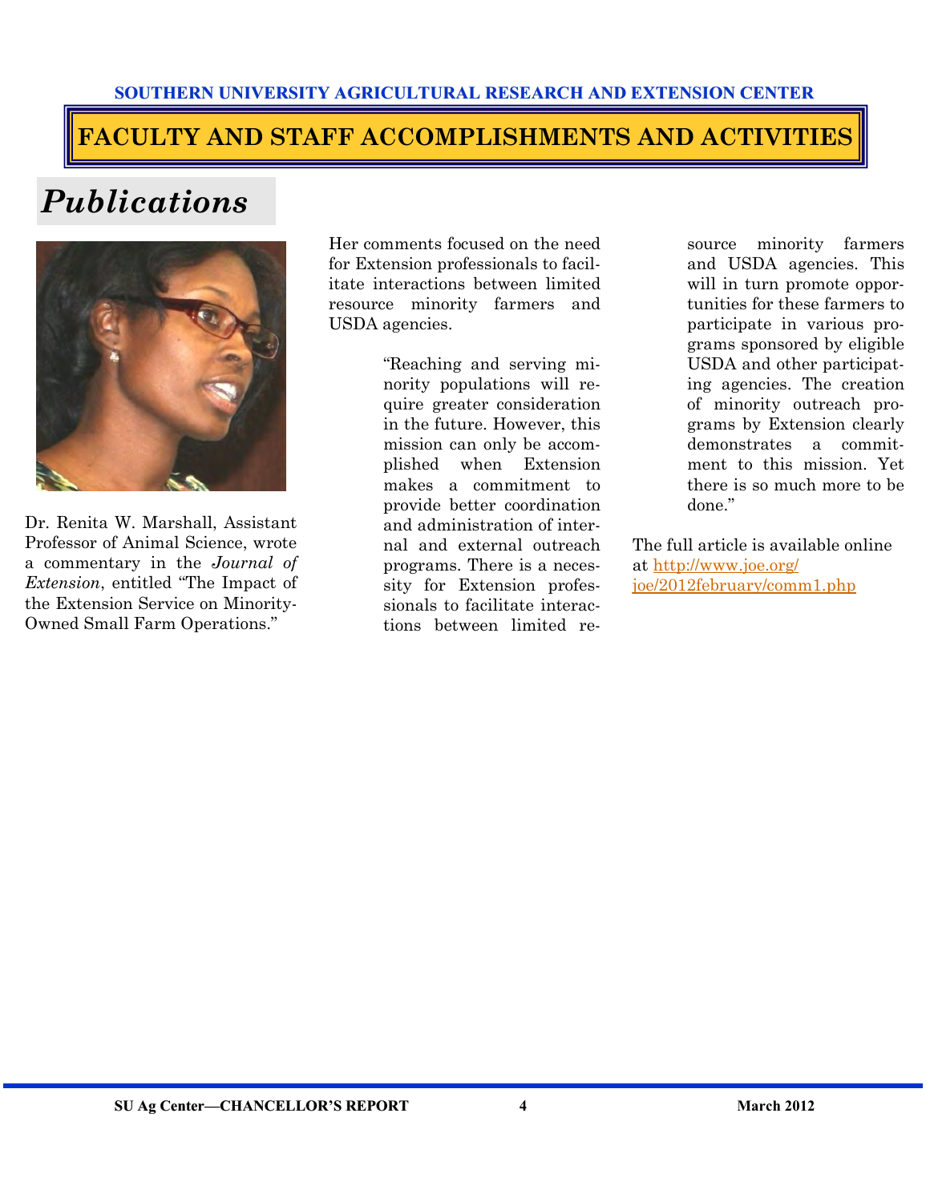# FACULTY AND STAFF ACCOMPLISHMENTS AND ACTIVITIES

## *Publications*

Dr. Renita W. Marshall, Assistant Professor of Animal Science, wrote a commentary in the *Journal of Extension*, entitled "The Impact of the Extension Service on Minority-Owned Small Farm Operations."

Her comments focused on the need for Extension professionals to facilitate interactions between limited resource minority farmers and USDA agencies.

> "Reaching and serving minority populations will require greater consideration in the future. However, this mission can only be accomplished when Extension makes a commitment to provide better coordination and administration of internal and external outreach programs. There is a necessity for Extension professionals to facilitate interactions between limited resource minority farmers and USDA agencies. This will in turn promote opportunities for these farmers to participate in various programs sponsored by eligible USDA and other participating agencies. The creation of minority outreach programs by Extension clearly demonstrates a commitment to this mission. Yet there is so much more to be done."

The full article is available online at http://www.joe.org/joe/2012february/comm1.php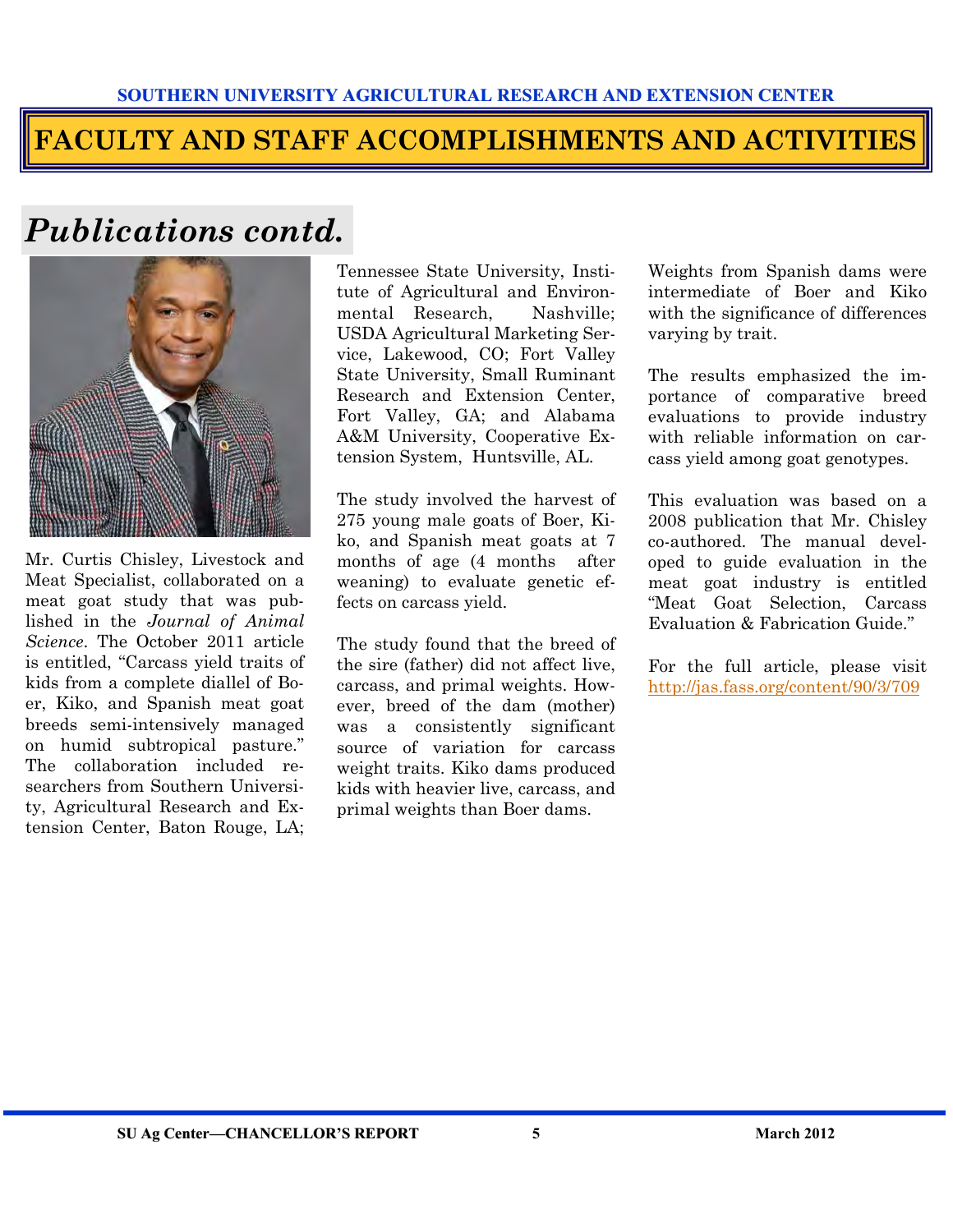## FACULTY AND STAFF ACCOMPLISHMENTS AND ACTIVITIES

# *Publications contd.*

Mr. Curtis Chisley, Livestock and Meat Specialist, collaborated on a meat goat study that was published in the *Journal of Animal Science*. The October 2011 article is entitled, "Carcass yield traits of kids from a complete diallel of Boer, Kiko, and Spanish meat goat breeds semi-intensively managed on humid subtropical pasture." The collaboration included researchers from Southern University, Agricultural Research and Extension Center, Baton Rouge, LA; Tennessee State University, Institute of Agricultural and Environmental Research, Nashville; USDA Agricultural Marketing Service, Lakewood, CO; Fort Valley State University, Small Ruminant Research and Extension Center, Fort Valley, GA; and Alabama A&M University, Cooperative Extension System, Huntsville, AL.

The study involved the harvest of 275 young male goats of Boer, Kiko, and Spanish meat goats at 7 months of age (4 months after weaning) to evaluate genetic effects on carcass yield.

The study found that the breed of the sire (father) did not affect live, carcass, and primal weights. However, breed of the dam (mother) was a consistently significant source of variation for carcass weight traits. Kiko dams produced kids with heavier live, carcass, and primal weights than Boer dams. Weights from Spanish dams were intermediate of Boer and Kiko with the significance of differences varying by trait.

The results emphasized the importance of comparative breed evaluations to provide industry with reliable information on carcass yield among goat genotypes.

This evaluation was based on a 2008 publication that Mr. Chisley co-authored. The manual developed to guide evaluation in the meat goat industry is entitled "Meat Goat Selection, Carcass Evaluation & Fabrication Guide."

For the full article, please visit http://jas.fass.org/content/90/3/709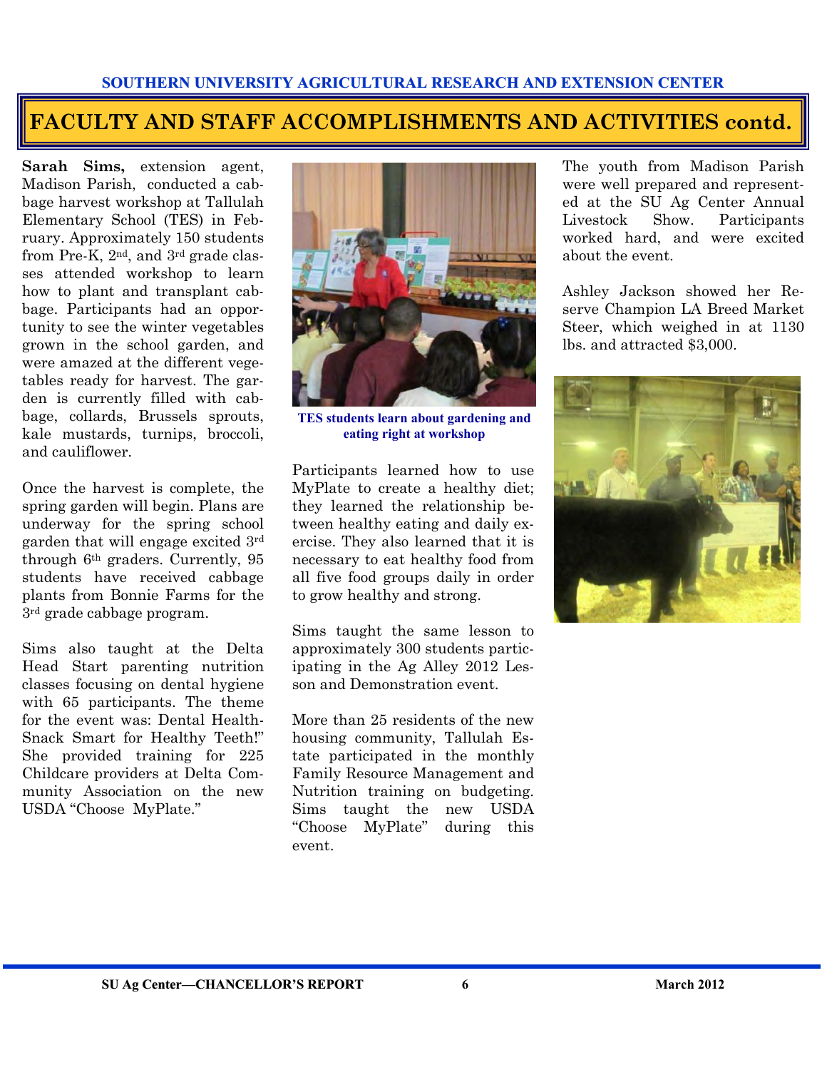## FACULTY AND STAFF ACCOMPLISHMENTS AND ACTIVITIES contd.

**Sarah Sims,** extension agent, Madison Parish, conducted a cabbage harvest workshop at Tallulah Elementary School (TES) in February. Approximately 150 students from Pre-K, 2nd, and 3rd grade classes attended workshop to learn how to plant and transplant cabbage. Participants had an opportunity to see the winter vegetables grown in the school garden, and were amazed at the different vegetables ready for harvest. The garden is currently filled with cabbage, collards, Brussels sprouts, kale mustards, turnips, broccoli, and cauliflower.

Once the harvest is complete, the spring garden will begin. Plans are underway for the spring school garden that will engage excited 3rd through 6th graders. Currently, 95 students have received cabbage plants from Bonnie Farms for the 3rd grade cabbage program.

Sims also taught at the Delta Head Start parenting nutrition classes focusing on dental hygiene with 65 participants. The theme for the event was: Dental Health-Snack Smart for Healthy Teeth!" She provided training for 225 Childcare providers at Delta Community Association on the new USDA "Choose MyPlate."

TES students learn about gardening and eating right at workshop

Participants learned how to use MyPlate to create a healthy diet; they learned the relationship between healthy eating and daily exercise. They also learned that it is necessary to eat healthy food from all five food groups daily in order to grow healthy and strong.

Sims taught the same lesson to approximately 300 students participating in the Ag Alley 2012 Lesson and Demonstration event.

More than 25 residents of the new housing community, Tallulah Estate participated in the monthly Family Resource Management and Nutrition training on budgeting. Sims taught the new USDA "Choose MyPlate" during this event.

The youth from Madison Parish were well prepared and represented at the SU Ag Center Annual Livestock Show. Participants worked hard, and were excited about the event.

Ashley Jackson showed her Reserve Champion LA Breed Market Steer, which weighed in at 1130 lbs. and attracted $3,000.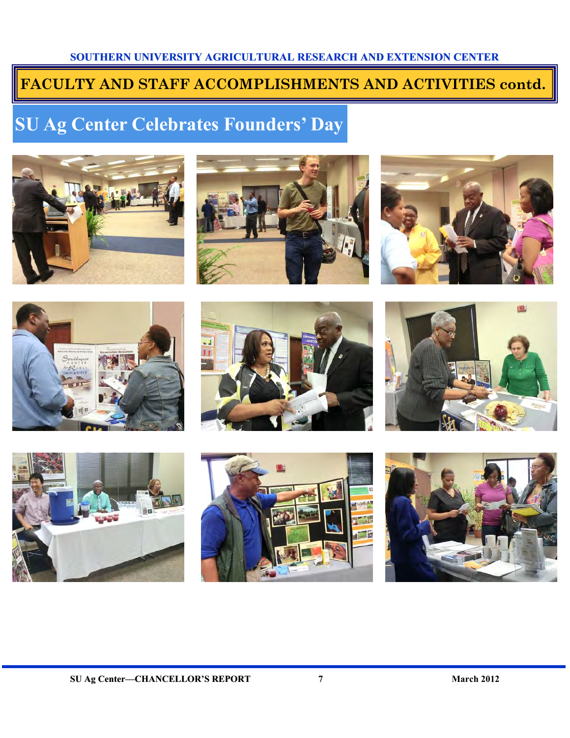# FACULTY AND STAFF ACCOMPLISHMENTS AND ACTIVITIES contd.

## SU Ag Center Celebrates Founders' Day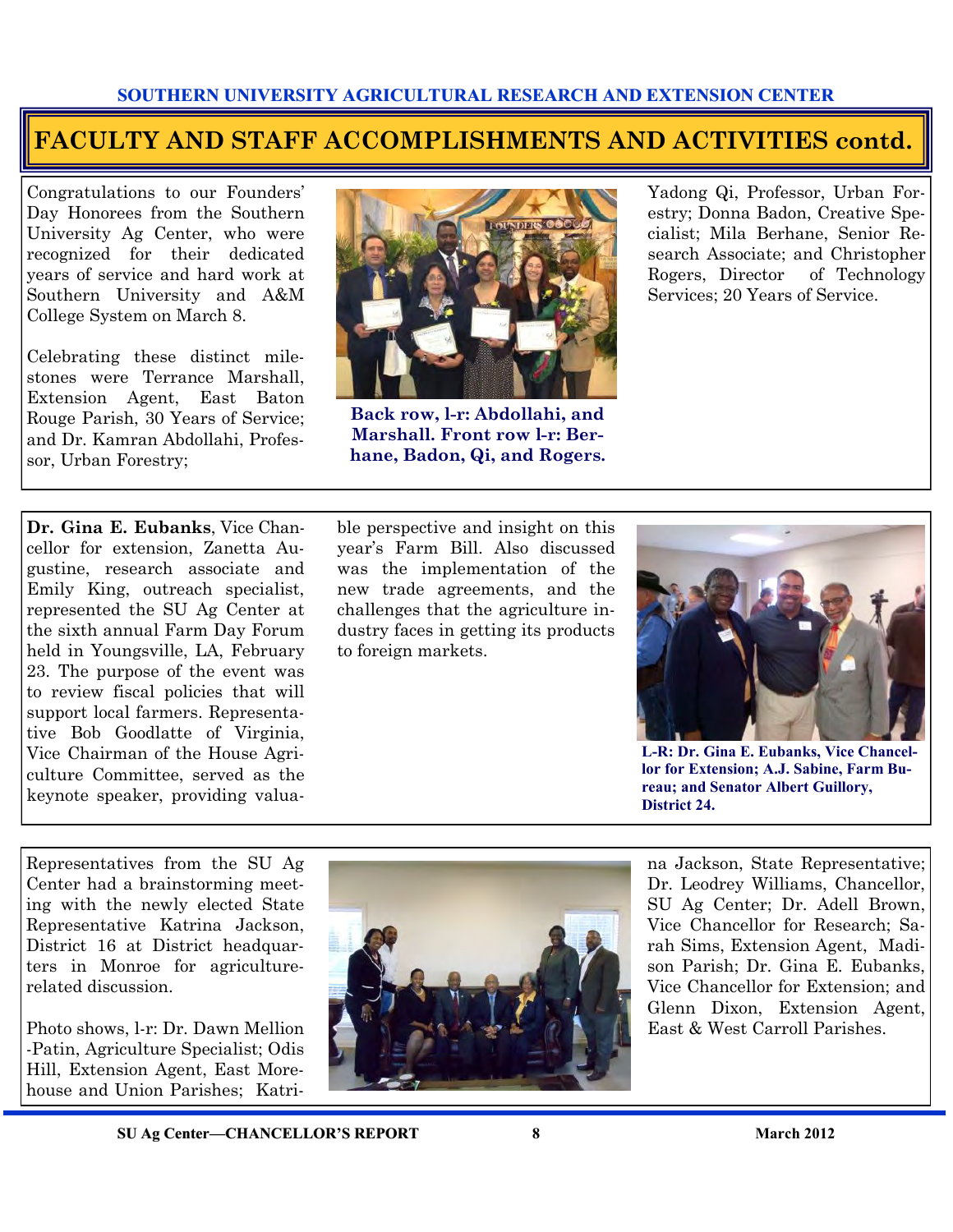## FACULTY AND STAFF ACCOMPLISHMENTS AND ACTIVITIES contd.

Congratulations to our Founders' Day Honorees from the Southern University Ag Center, who were recognized for their dedicated years of service and hard work at Southern University and A&M College System on March 8.

Celebrating these distinct milestones were Terrance Marshall, Extension Agent, East Baton Rouge Parish, 30 Years of Service; and Dr. Kamran Abdollahi, Professor, Urban Forestry; Yadong Qi, Professor, Urban Forestry; Donna Badon, Creative Specialist; Mila Berhane, Senior Research Associate; and Christopher Rogers, Director of Technology Services; 20 Years of Service.

**Back row, l-r: Abdollahi, and Marshall. Front row l-r: Berhane, Badon, Qi, and Rogers.**

**Dr. Gina E. Eubanks**, Vice Chancellor for extension, Zanetta Augustine, research associate and Emily King, outreach specialist, represented the SU Ag Center at the sixth annual Farm Day Forum held in Youngsville, LA, February 23. The purpose of the event was to review fiscal policies that will support local farmers. Representative Bob Goodlatte of Virginia, Vice Chairman of the House Agriculture Committee, served as the keynote speaker, providing valuable perspective and insight on this year's Farm Bill. Also discussed was the implementation of the new trade agreements, and the challenges that the agriculture industry faces in getting its products to foreign markets.

**L-R: Dr. Gina E. Eubanks, Vice Chancellor for Extension; A.J. Sabine, Farm Bureau; and Senator Albert Guillory, District 24.**

Representatives from the SU Ag Center had a brainstorming meeting with the newly elected State Representative Katrina Jackson, District 16 at District headquarters in Monroe for agriculture-related discussion.

Photo shows, l-r: Dr. Dawn Mellion-Patin, Agriculture Specialist; Odis Hill, Extension Agent, East Morehouse and Union Parishes; Katrina Jackson, State Representative; Dr. Leodrey Williams, Chancellor, SU Ag Center; Dr. Adell Brown, Vice Chancellor for Research; Sarah Sims, Extension Agent, Madison Parish; Dr. Gina E. Eubanks, Vice Chancellor for Extension; and Glenn Dixon, Extension Agent, East & West Carroll Parishes.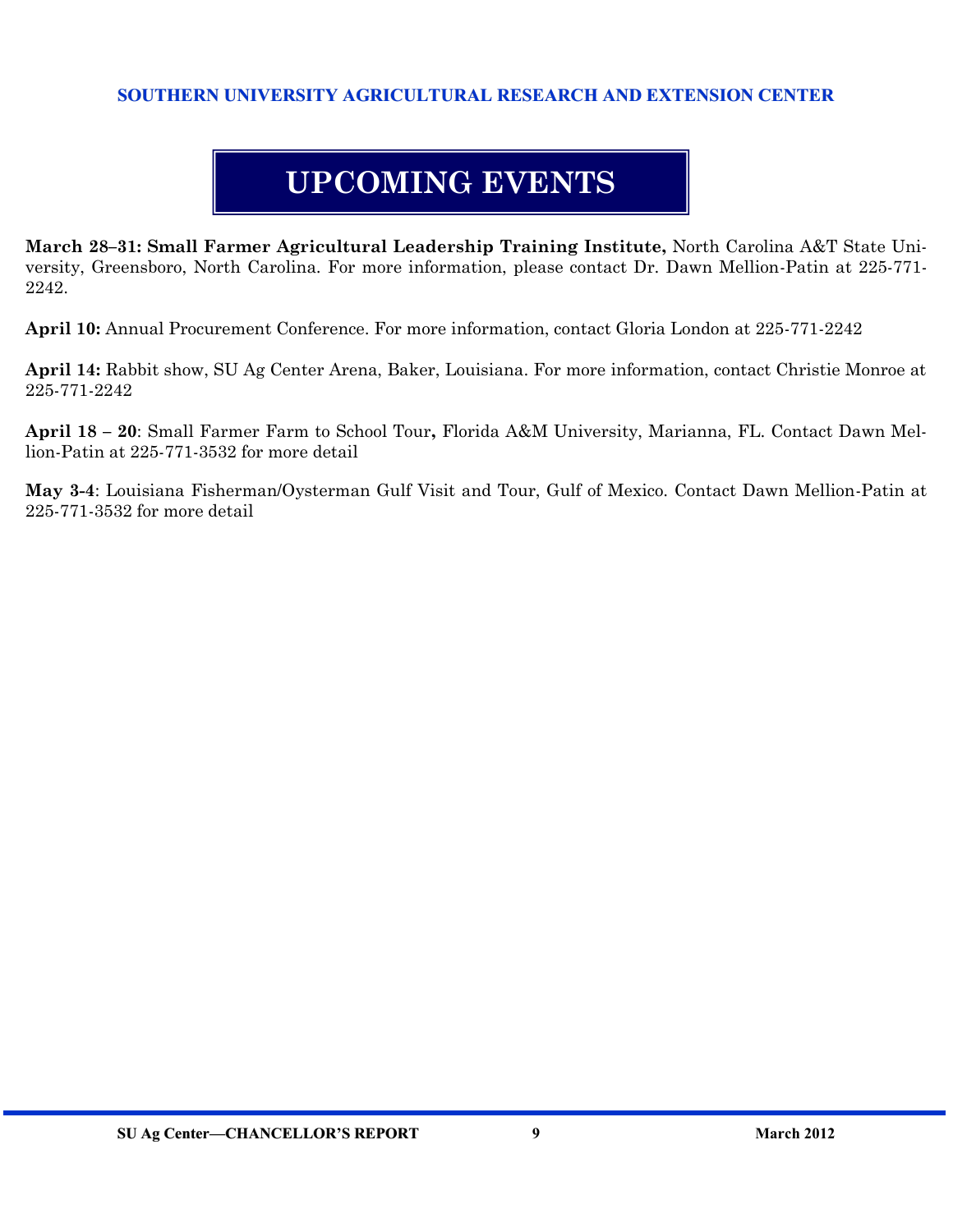# UPCOMING EVENTS

**March 28–31: Small Farmer Agricultural Leadership Training Institute,** North Carolina A&T State University, Greensboro, North Carolina. For more information, please contact Dr. Dawn Mellion-Patin at 225-771-2242.

**April 10:** Annual Procurement Conference. For more information, contact Gloria London at 225-771-2242

**April 14:** Rabbit show, SU Ag Center Arena, Baker, Louisiana. For more information, contact Christie Monroe at 225-771-2242

**April 18 – 20**: Small Farmer Farm to School Tour**,** Florida A&M University, Marianna, FL. Contact Dawn Mellion-Patin at 225-771-3532 for more detail

**May 3-4**: Louisiana Fisherman/Oysterman Gulf Visit and Tour, Gulf of Mexico. Contact Dawn Mellion-Patin at 225-771-3532 for more detail